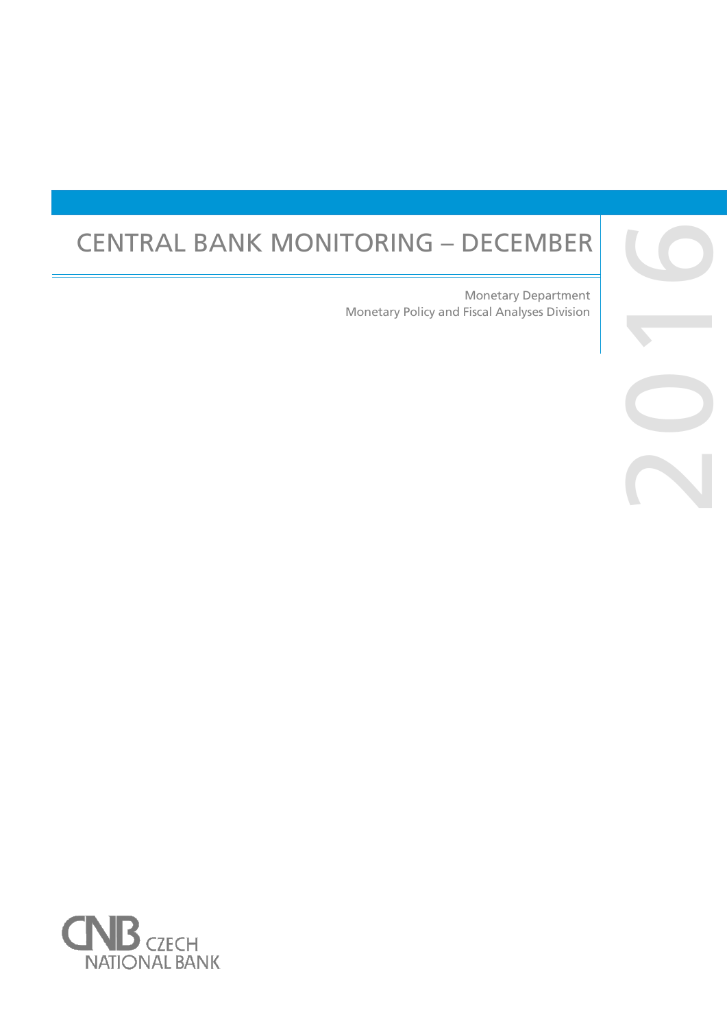# CENTRAL BANK MONITORING – DECEMBER

2016

Monetary Department
Monetary Policy and Fiscal Analyses Division

CNB CZECH NATIONAL BANK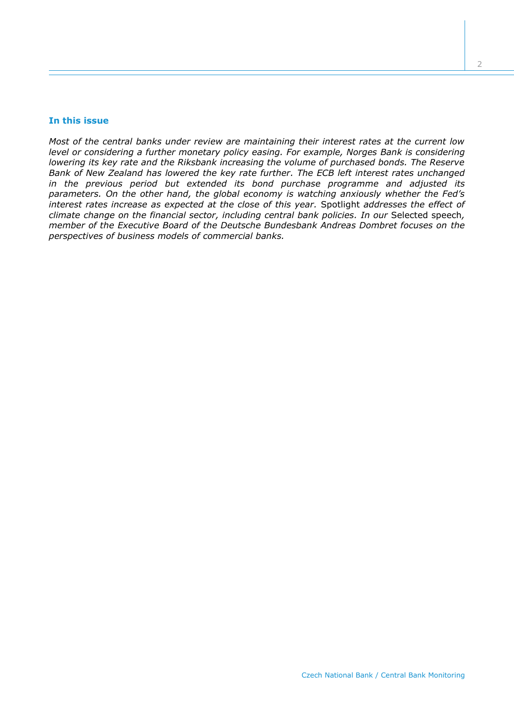## In this issue

*Most of the central banks under review are maintaining their interest rates at the current low level or considering a further monetary policy easing. For example, Norges Bank is considering lowering its key rate and the Riksbank increasing the volume of purchased bonds. The Reserve Bank of New Zealand has lowered the key rate further. The ECB left interest rates unchanged in the previous period but extended its bond purchase programme and adjusted its parameters. On the other hand, the global economy is watching anxiously whether the Fed's interest rates increase as expected at the close of this year.* Spotlight *addresses the effect of climate change on the financial sector, including central bank policies. In our* Selected speech*, member of the Executive Board of the Deutsche Bundesbank Andreas Dombret focuses on the perspectives of business models of commercial banks.*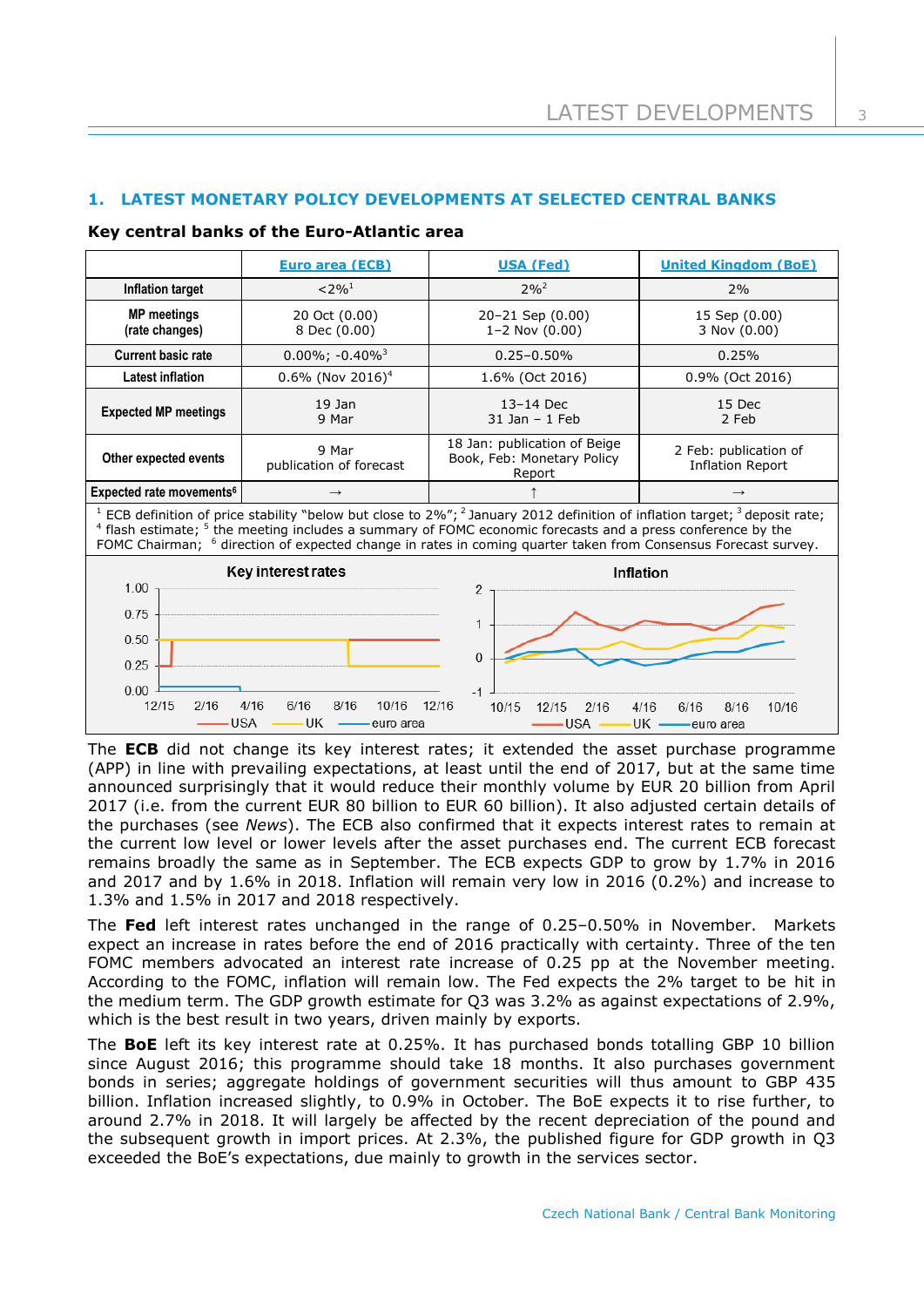## 1. LATEST MONETARY POLICY DEVELOPMENTS AT SELECTED CENTRAL BANKS

### Key central banks of the Euro-Atlantic area

| | Euro area (ECB) | USA (Fed) | United Kingdom (BoE) |
|---|---|---|---|
| **Inflation target** | <2%[1] | 2%[2] | 2% |
| **MP meetings (rate changes)** | 20 Oct (0.00)<br>8 Dec (0.00) | 20–21 Sep (0.00)<br>1–2 Nov (0.00) | 15 Sep (0.00)<br>3 Nov (0.00) |
| **Current basic rate** | 0.00%; -0.40%[3] | 0.25–0.50% | 0.25% |
| **Latest inflation** | 0.6% (Nov 2016)[4] | 1.6% (Oct 2016) | 0.9% (Oct 2016) |
| **Expected MP meetings** | 19 Jan<br>9 Mar | 13–14 Dec<br>31 Jan – 1 Feb | 15 Dec<br>2 Feb |
| **Other expected events** | 9 Mar<br>publication of forecast | 18 Jan: publication of Beige Book, Feb: Monetary Policy Report | 2 Feb: publication of Inflation Report |
| **Expected rate movements[6]** | → | ↑ | → |

[1] ECB definition of price stability "below but close to 2%"; [2] January 2012 definition of inflation target; [3] deposit rate; [4] flash estimate; [5] the meeting includes a summary of FOMC economic forecasts and a press conference by the FOMC Chairman; [6] direction of expected change in rates in coming quarter taken from Consensus Forecast survey.

The **ECB** did not change its key interest rates; it extended the asset purchase programme (APP) in line with prevailing expectations, at least until the end of 2017, but at the same time announced surprisingly that it would reduce their monthly volume by EUR 20 billion from April 2017 (i.e. from the current EUR 80 billion to EUR 60 billion). It also adjusted certain details of the purchases (see *News*). The ECB also confirmed that it expects interest rates to remain at the current low level or lower levels after the asset purchases end. The current ECB forecast remains broadly the same as in September. The ECB expects GDP to grow by 1.7% in 2016 and 2017 and by 1.6% in 2018. Inflation will remain very low in 2016 (0.2%) and increase to 1.3% and 1.5% in 2017 and 2018 respectively.

The **Fed** left interest rates unchanged in the range of 0.25–0.50% in November. Markets expect an increase in rates before the end of 2016 practically with certainty. Three of the ten FOMC members advocated an interest rate increase of 0.25 pp at the November meeting. According to the FOMC, inflation will remain low. The Fed expects the 2% target to be hit in the medium term. The GDP growth estimate for Q3 was 3.2% as against expectations of 2.9%, which is the best result in two years, driven mainly by exports.

The **BoE** left its key interest rate at 0.25%. It has purchased bonds totalling GBP 10 billion since August 2016; this programme should take 18 months. It also purchases government bonds in series; aggregate holdings of government securities will thus amount to GBP 435 billion. Inflation increased slightly, to 0.9% in October. The BoE expects it to rise further, to around 2.7% in 2018. It will largely be affected by the recent depreciation of the pound and the subsequent growth in import prices. At 2.3%, the published figure for GDP growth in Q3 exceeded the BoE's expectations, due mainly to growth in the services sector.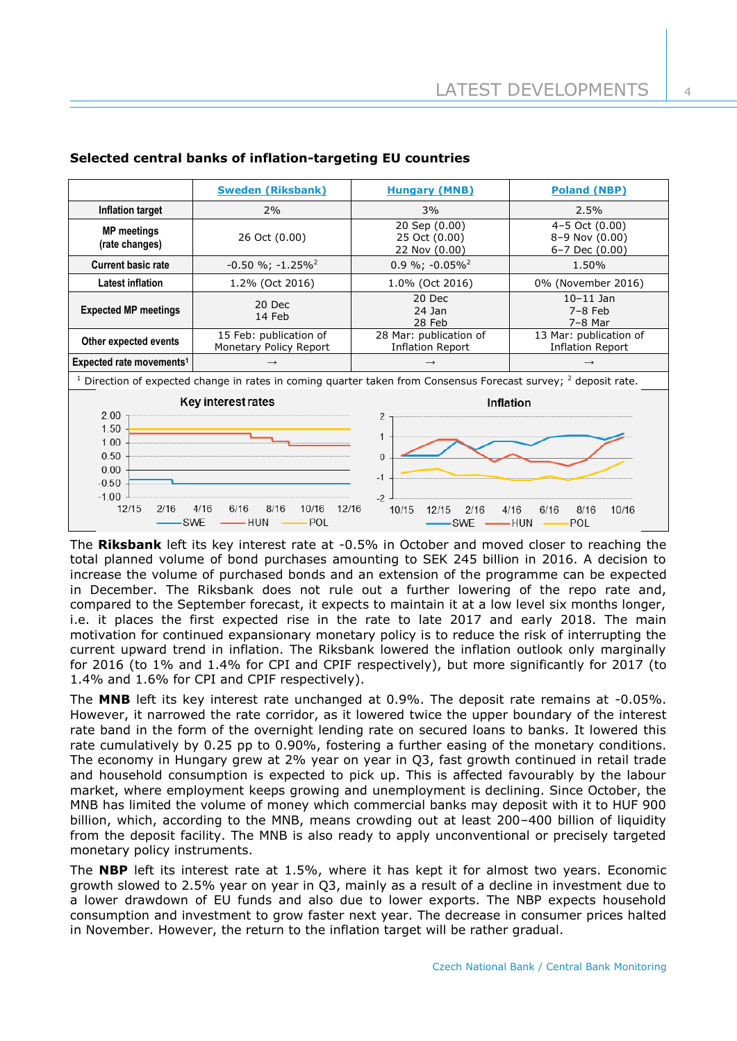## Selected central banks of inflation-targeting EU countries

| | Sweden (Riksbank) | Hungary (MNB) | Poland (NBP) |
|---|---|---|---|
| Inflation target | 2% | 3% | 2.5% |
| MP meetings (rate changes) | 26 Oct (0.00) | 20 Sep (0.00) 25 Oct (0.00) 22 Nov (0.00) | 4–5 Oct (0.00) 8–9 Nov (0.00) 6–7 Dec (0.00) |
| Current basic rate | -0.50 %; -1.25%[2] | 0.9 %; -0.05%[2] | 1.50% |
| Latest inflation | 1.2% (Oct 2016) | 1.0% (Oct 2016) | 0% (November 2016) |
| Expected MP meetings | 20 Dec 14 Feb | 20 Dec 24 Jan 28 Feb | 10–11 Jan 7–8 Feb 7–8 Mar |
| Other expected events | 15 Feb: publication of Monetary Policy Report | 28 Mar: publication of Inflation Report | 13 Mar: publication of Inflation Report |
| Expected rate movements[1] | → | → | → |

[1] Direction of expected change in rates in coming quarter taken from Consensus Forecast survey; [2] deposit rate.

**Key interest rates**

**Inflation**

The **Riksbank** left its key interest rate at -0.5% in October and moved closer to reaching the total planned volume of bond purchases amounting to SEK 245 billion in 2016. A decision to increase the volume of purchased bonds and an extension of the programme can be expected in December. The Riksbank does not rule out a further lowering of the repo rate and, compared to the September forecast, it expects to maintain it at a low level six months longer, i.e. it places the first expected rise in the rate to late 2017 and early 2018. The main motivation for continued expansionary monetary policy is to reduce the risk of interrupting the current upward trend in inflation. The Riksbank lowered the inflation outlook only marginally for 2016 (to 1% and 1.4% for CPI and CPIF respectively), but more significantly for 2017 (to 1.4% and 1.6% for CPI and CPIF respectively).

The **MNB** left its key interest rate unchanged at 0.9%. The deposit rate remains at -0.05%. However, it narrowed the rate corridor, as it lowered twice the upper boundary of the interest rate band in the form of the overnight lending rate on secured loans to banks. It lowered this rate cumulatively by 0.25 pp to 0.90%, fostering a further easing of the monetary conditions. The economy in Hungary grew at 2% year on year in Q3, fast growth continued in retail trade and household consumption is expected to pick up. This is affected favourably by the labour market, where employment keeps growing and unemployment is declining. Since October, the MNB has limited the volume of money which commercial banks may deposit with it to HUF 900 billion, which, according to the MNB, means crowding out at least 200–400 billion of liquidity from the deposit facility. The MNB is also ready to apply unconventional or precisely targeted monetary policy instruments.

The **NBP** left its interest rate at 1.5%, where it has kept it for almost two years. Economic growth slowed to 2.5% year on year in Q3, mainly as a result of a decline in investment due to a lower drawdown of EU funds and also due to lower exports. The NBP expects household consumption and investment to grow faster next year. The decrease in consumer prices halted in November. However, the return to the inflation target will be rather gradual.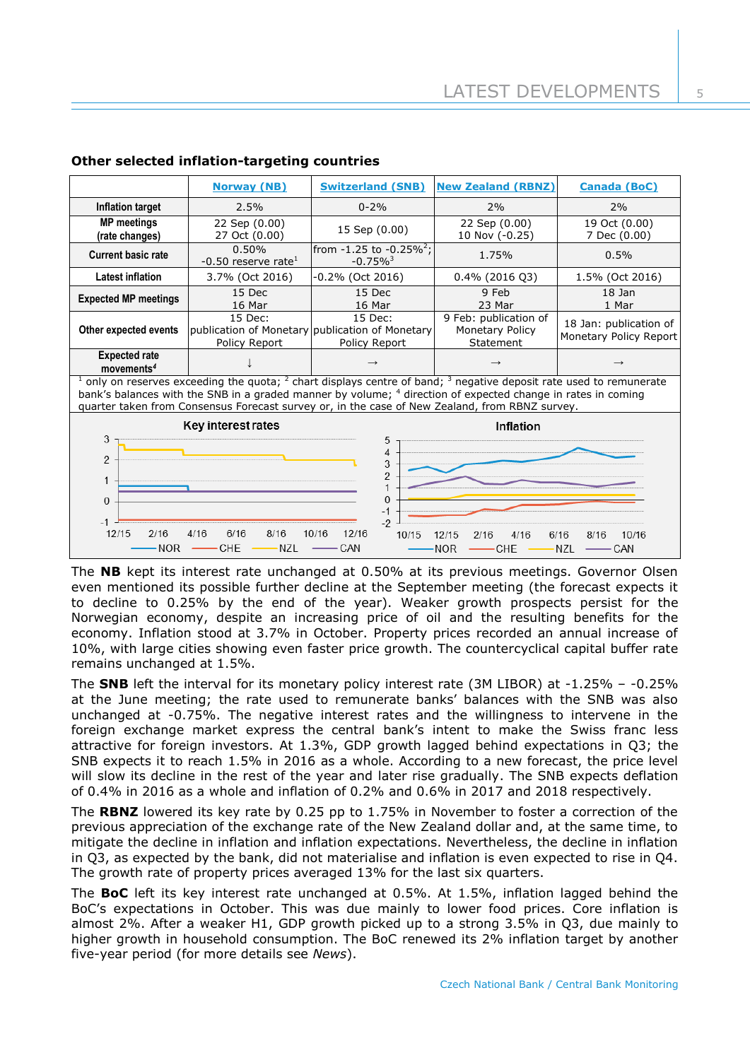### Other selected inflation-targeting countries

| | Norway (NB) | Switzerland (SNB) | New Zealand (RBNZ) | Canada (BoC) |
|---|---|---|---|---|
| Inflation target | 2.5% | 0-2% | 2% | 2% |
| MP meetings (rate changes) | 22 Sep (0.00) 27 Oct (0.00) | 15 Sep (0.00) | 22 Sep (0.00) 10 Nov (-0.25) | 19 Oct (0.00) 7 Dec (0.00) |
| Current basic rate | 0.50% -0.50 reserve rate[1] | from -1.25 to -0.25%[2]; -0.75%[3] | 1.75% | 0.5% |
| Latest inflation | 3.7% (Oct 2016) | -0.2% (Oct 2016) | 0.4% (2016 Q3) | 1.5% (Oct 2016) |
| Expected MP meetings | 15 Dec 16 Mar | 15 Dec 16 Mar | 9 Feb 23 Mar | 18 Jan 1 Mar |
| Other expected events | 15 Dec: publication of Monetary Policy Report | 15 Dec: publication of Monetary Policy Report | 9 Feb: publication of Monetary Policy Statement | 18 Jan: publication of Monetary Policy Report |
| Expected rate movements[4] | ↓ | → | → | → |

[1] only on reserves exceeding the quota; [2] chart displays centre of band; [3] negative deposit rate used to remunerate bank's balances with the SNB in a graded manner by volume; [4] direction of expected change in rates in coming quarter taken from Consensus Forecast survey or, in the case of New Zealand, from RBNZ survey.

The **NB** kept its interest rate unchanged at 0.50% at its previous meetings. Governor Olsen even mentioned its possible further decline at the September meeting (the forecast expects it to decline to 0.25% by the end of the year). Weaker growth prospects persist for the Norwegian economy, despite an increasing price of oil and the resulting benefits for the economy. Inflation stood at 3.7% in October. Property prices recorded an annual increase of 10%, with large cities showing even faster price growth. The countercyclical capital buffer rate remains unchanged at 1.5%.

The **SNB** left the interval for its monetary policy interest rate (3M LIBOR) at -1.25% – -0.25% at the June meeting; the rate used to remunerate banks' balances with the SNB was also unchanged at -0.75%. The negative interest rates and the willingness to intervene in the foreign exchange market express the central bank's intent to make the Swiss franc less attractive for foreign investors. At 1.3%, GDP growth lagged behind expectations in Q3; the SNB expects it to reach 1.5% in 2016 as a whole. According to a new forecast, the price level will slow its decline in the rest of the year and later rise gradually. The SNB expects deflation of 0.4% in 2016 as a whole and inflation of 0.2% and 0.6% in 2017 and 2018 respectively.

The **RBNZ** lowered its key rate by 0.25 pp to 1.75% in November to foster a correction of the previous appreciation of the exchange rate of the New Zealand dollar and, at the same time, to mitigate the decline in inflation and inflation expectations. Nevertheless, the decline in inflation in Q3, as expected by the bank, did not materialise and inflation is even expected to rise in Q4. The growth rate of property prices averaged 13% for the last six quarters.

The **BoC** left its key interest rate unchanged at 0.5%. At 1.5%, inflation lagged behind the BoC's expectations in October. This was due mainly to lower food prices. Core inflation is almost 2%. After a weaker H1, GDP growth picked up to a strong 3.5% in Q3, due mainly to higher growth in household consumption. The BoC renewed its 2% inflation target by another five-year period (for more details see *News*).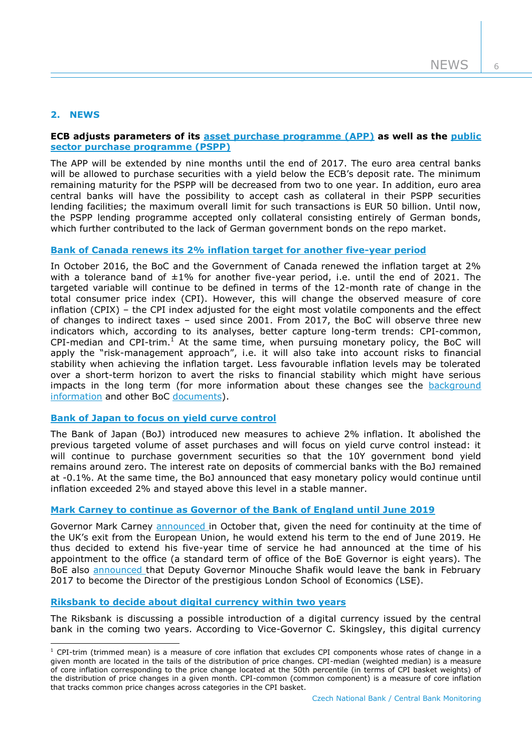## 2. NEWS

**ECB adjusts parameters of its asset purchase programme (APP) as well as the public sector purchase programme (PSPP)**

The APP will be extended by nine months until the end of 2017. The euro area central banks will be allowed to purchase securities with a yield below the ECB's deposit rate. The minimum remaining maturity for the PSPP will be decreased from two to one year. In addition, euro area central banks will have the possibility to accept cash as collateral in their PSPP securities lending facilities; the maximum overall limit for such transactions is EUR 50 billion. Until now, the PSPP lending programme accepted only collateral consisting entirely of German bonds, which further contributed to the lack of German government bonds on the repo market.

**Bank of Canada renews its 2% inflation target for another five-year period**

In October 2016, the BoC and the Government of Canada renewed the inflation target at 2% with a tolerance band of ±1% for another five-year period, i.e. until the end of 2021. The targeted variable will continue to be defined in terms of the 12-month rate of change in the total consumer price index (CPI). However, this will change the observed measure of core inflation (CPIX) – the CPI index adjusted for the eight most volatile components and the effect of changes to indirect taxes – used since 2001. From 2017, the BoC will observe three new indicators which, according to its analyses, better capture long-term trends: CPI-common, CPI-median and CPI-trim.[1] At the same time, when pursuing monetary policy, the BoC will apply the "risk-management approach", i.e. it will also take into account risks to financial stability when achieving the inflation target. Less favourable inflation levels may be tolerated over a short-term horizon to avert the risks to financial stability which might have serious impacts in the long term (for more information about these changes see the background information and other BoC documents).

**Bank of Japan to focus on yield curve control**

The Bank of Japan (BoJ) introduced new measures to achieve 2% inflation. It abolished the previous targeted volume of asset purchases and will focus on yield curve control instead: it will continue to purchase government securities so that the 10Y government bond yield remains around zero. The interest rate on deposits of commercial banks with the BoJ remained at -0.1%. At the same time, the BoJ announced that easy monetary policy would continue until inflation exceeded 2% and stayed above this level in a stable manner.

**Mark Carney to continue as Governor of the Bank of England until June 2019**

Governor Mark Carney announced in October that, given the need for continuity at the time of the UK's exit from the European Union, he would extend his term to the end of June 2019. He thus decided to extend his five-year time of service he had announced at the time of his appointment to the office (a standard term of office of the BoE Governor is eight years). The BoE also announced that Deputy Governor Minouche Shafik would leave the bank in February 2017 to become the Director of the prestigious London School of Economics (LSE).

**Riksbank to decide about digital currency within two years**

The Riksbank is discussing a possible introduction of a digital currency issued by the central bank in the coming two years. According to Vice-Governor C. Skingsley, this digital currency

[1] CPI-trim (trimmed mean) is a measure of core inflation that excludes CPI components whose rates of change in a given month are located in the tails of the distribution of price changes. CPI-median (weighted median) is a measure of core inflation corresponding to the price change located at the 50th percentile (in terms of CPI basket weights) of the distribution of price changes in a given month. CPI-common (common component) is a measure of core inflation that tracks common price changes across categories in the CPI basket.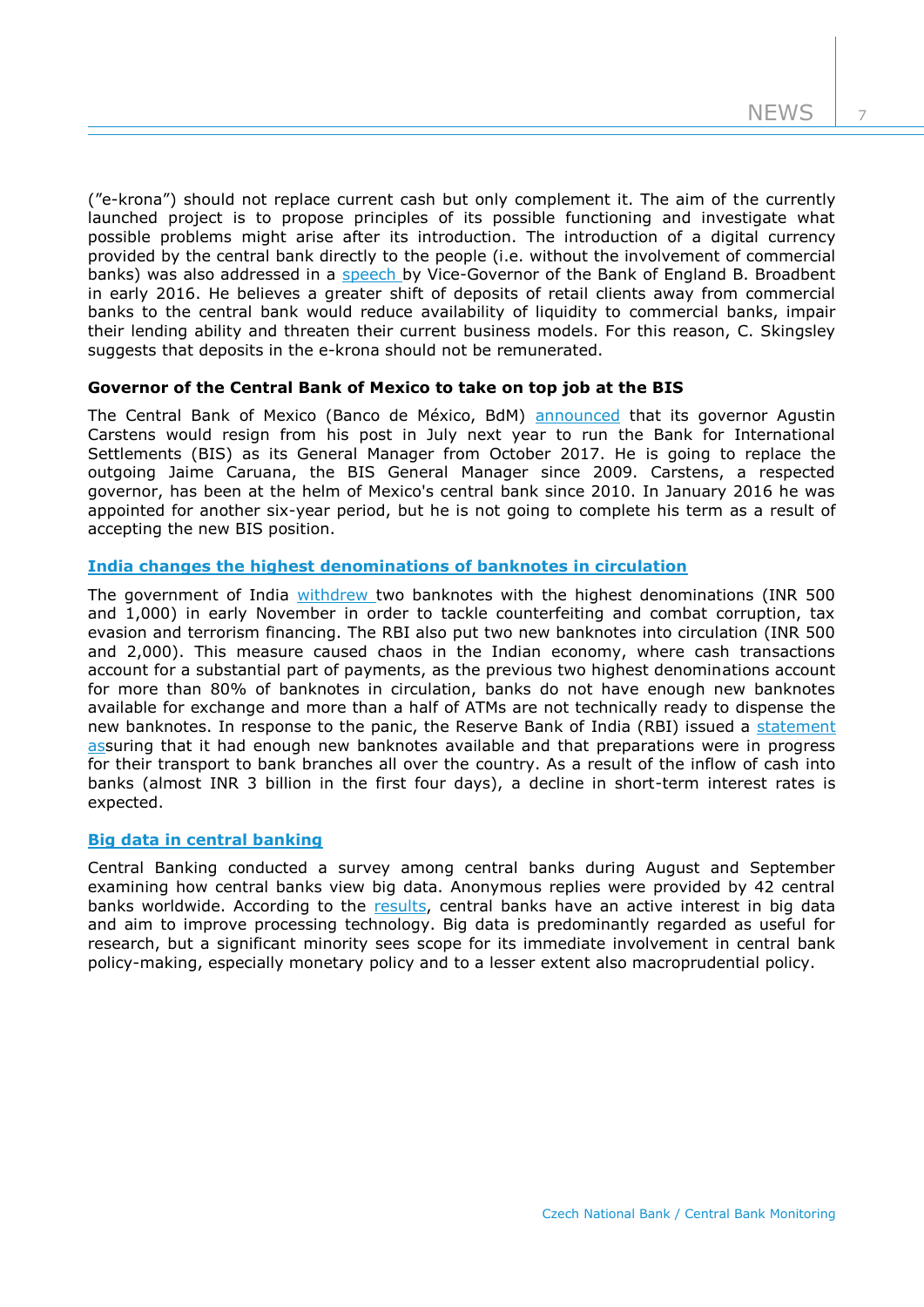("e-krona") should not replace current cash but only complement it. The aim of the currently launched project is to propose principles of its possible functioning and investigate what possible problems might arise after its introduction. The introduction of a digital currency provided by the central bank directly to the people (i.e. without the involvement of commercial banks) was also addressed in a speech by Vice-Governor of the Bank of England B. Broadbent in early 2016. He believes a greater shift of deposits of retail clients away from commercial banks to the central bank would reduce availability of liquidity to commercial banks, impair their lending ability and threaten their current business models. For this reason, C. Skingsley suggests that deposits in the e-krona should not be remunerated.

### Governor of the Central Bank of Mexico to take on top job at the BIS

The Central Bank of Mexico (Banco de México, BdM) announced that its governor Agustin Carstens would resign from his post in July next year to run the Bank for International Settlements (BIS) as its General Manager from October 2017. He is going to replace the outgoing Jaime Caruana, the BIS General Manager since 2009. Carstens, a respected governor, has been at the helm of Mexico's central bank since 2010. In January 2016 he was appointed for another six-year period, but he is not going to complete his term as a result of accepting the new BIS position.

### India changes the highest denominations of banknotes in circulation

The government of India withdrew two banknotes with the highest denominations (INR 500 and 1,000) in early November in order to tackle counterfeiting and combat corruption, tax evasion and terrorism financing. The RBI also put two new banknotes into circulation (INR 500 and 2,000). This measure caused chaos in the Indian economy, where cash transactions account for a substantial part of payments, as the previous two highest denominations account for more than 80% of banknotes in circulation, banks do not have enough new banknotes available for exchange and more than a half of ATMs are not technically ready to dispense the new banknotes. In response to the panic, the Reserve Bank of India (RBI) issued a statement assuring that it had enough new banknotes available and that preparations were in progress for their transport to bank branches all over the country. As a result of the inflow of cash into banks (almost INR 3 billion in the first four days), a decline in short-term interest rates is expected.

### Big data in central banking

Central Banking conducted a survey among central banks during August and September examining how central banks view big data. Anonymous replies were provided by 42 central banks worldwide. According to the results, central banks have an active interest in big data and aim to improve processing technology. Big data is predominantly regarded as useful for research, but a significant minority sees scope for its immediate involvement in central bank policy-making, especially monetary policy and to a lesser extent also macroprudential policy.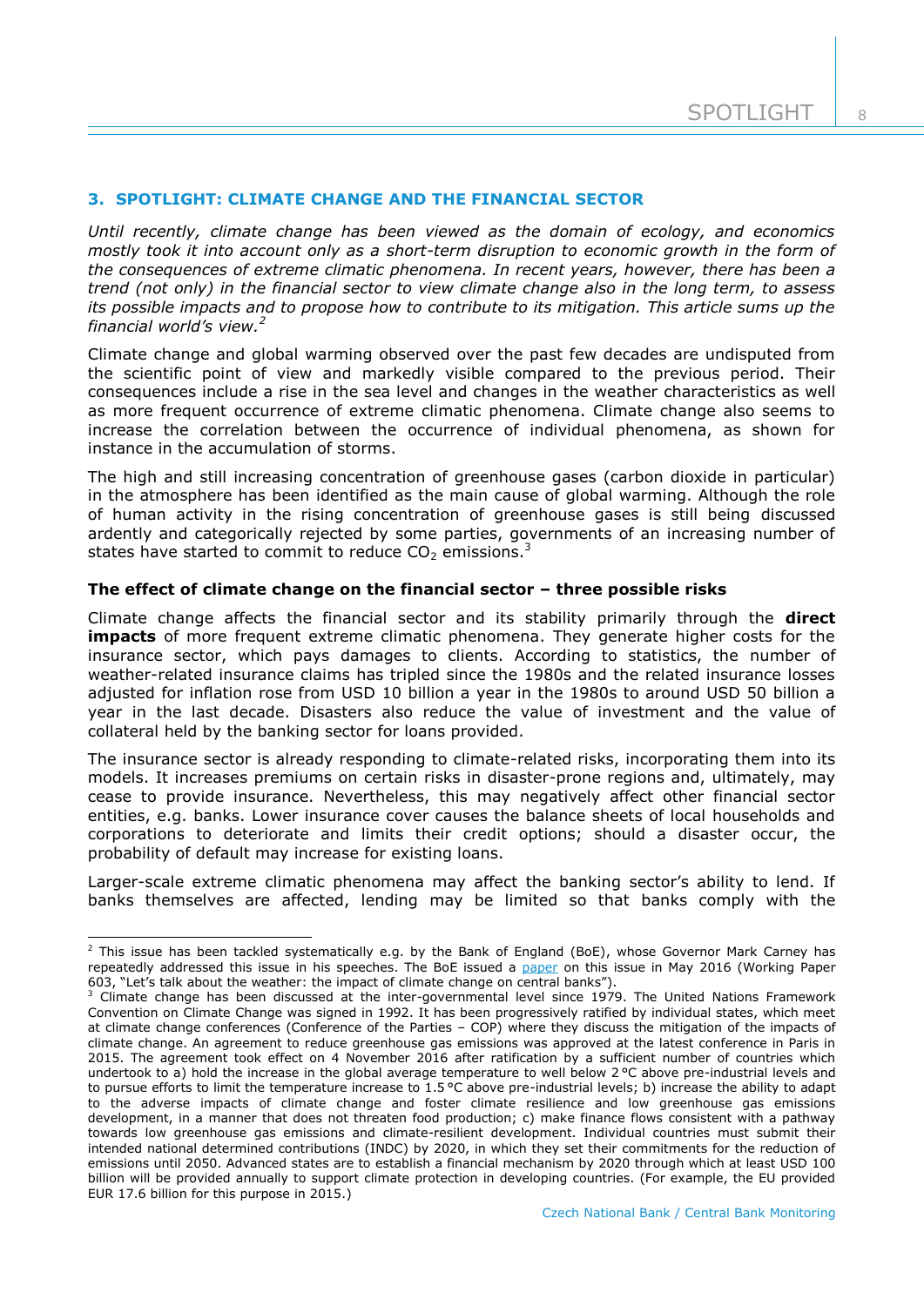## 3. SPOTLIGHT: CLIMATE CHANGE AND THE FINANCIAL SECTOR

*Until recently, climate change has been viewed as the domain of ecology, and economics mostly took it into account only as a short-term disruption to economic growth in the form of the consequences of extreme climatic phenomena. In recent years, however, there has been a trend (not only) in the financial sector to view climate change also in the long term, to assess its possible impacts and to propose how to contribute to its mitigation. This article sums up the financial world's view.*[2]

Climate change and global warming observed over the past few decades are undisputed from the scientific point of view and markedly visible compared to the previous period. Their consequences include a rise in the sea level and changes in the weather characteristics as well as more frequent occurrence of extreme climatic phenomena. Climate change also seems to increase the correlation between the occurrence of individual phenomena, as shown for instance in the accumulation of storms.

The high and still increasing concentration of greenhouse gases (carbon dioxide in particular) in the atmosphere has been identified as the main cause of global warming. Although the role of human activity in the rising concentration of greenhouse gases is still being discussed ardently and categorically rejected by some parties, governments of an increasing number of states have started to commit to reduce $CO_2$ emissions.[3]

**The effect of climate change on the financial sector – three possible risks**

Climate change affects the financial sector and its stability primarily through the **direct impacts** of more frequent extreme climatic phenomena. They generate higher costs for the insurance sector, which pays damages to clients. According to statistics, the number of weather-related insurance claims has tripled since the 1980s and the related insurance losses adjusted for inflation rose from USD 10 billion a year in the 1980s to around USD 50 billion a year in the last decade. Disasters also reduce the value of investment and the value of collateral held by the banking sector for loans provided.

The insurance sector is already responding to climate-related risks, incorporating them into its models. It increases premiums on certain risks in disaster-prone regions and, ultimately, may cease to provide insurance. Nevertheless, this may negatively affect other financial sector entities, e.g. banks. Lower insurance cover causes the balance sheets of local households and corporations to deteriorate and limits their credit options; should a disaster occur, the probability of default may increase for existing loans.

Larger-scale extreme climatic phenomena may affect the banking sector's ability to lend. If banks themselves are affected, lending may be limited so that banks comply with the

---

[2] This issue has been tackled systematically e.g. by the Bank of England (BoE), whose Governor Mark Carney has repeatedly addressed this issue in his speeches. The BoE issued a paper on this issue in May 2016 (Working Paper 603, "Let's talk about the weather: the impact of climate change on central banks").

[3] Climate change has been discussed at the inter-governmental level since 1979. The United Nations Framework Convention on Climate Change was signed in 1992. It has been progressively ratified by individual states, which meet at climate change conferences (Conference of the Parties – COP) where they discuss the mitigation of the impacts of climate change. An agreement to reduce greenhouse gas emissions was approved at the latest conference in Paris in 2015. The agreement took effect on 4 November 2016 after ratification by a sufficient number of countries which undertook to a) hold the increase in the global average temperature to well below 2 °C above pre-industrial levels and to pursue efforts to limit the temperature increase to 1.5 °C above pre-industrial levels; b) increase the ability to adapt to the adverse impacts of climate change and foster climate resilience and low greenhouse gas emissions development, in a manner that does not threaten food production; c) make finance flows consistent with a pathway towards low greenhouse gas emissions and climate-resilient development. Individual countries must submit their intended national determined contributions (INDC) by 2020, in which they set their commitments for the reduction of emissions until 2050. Advanced states are to establish a financial mechanism by 2020 through which at least USD 100 billion will be provided annually to support climate protection in developing countries. (For example, the EU provided EUR 17.6 billion for this purpose in 2015.)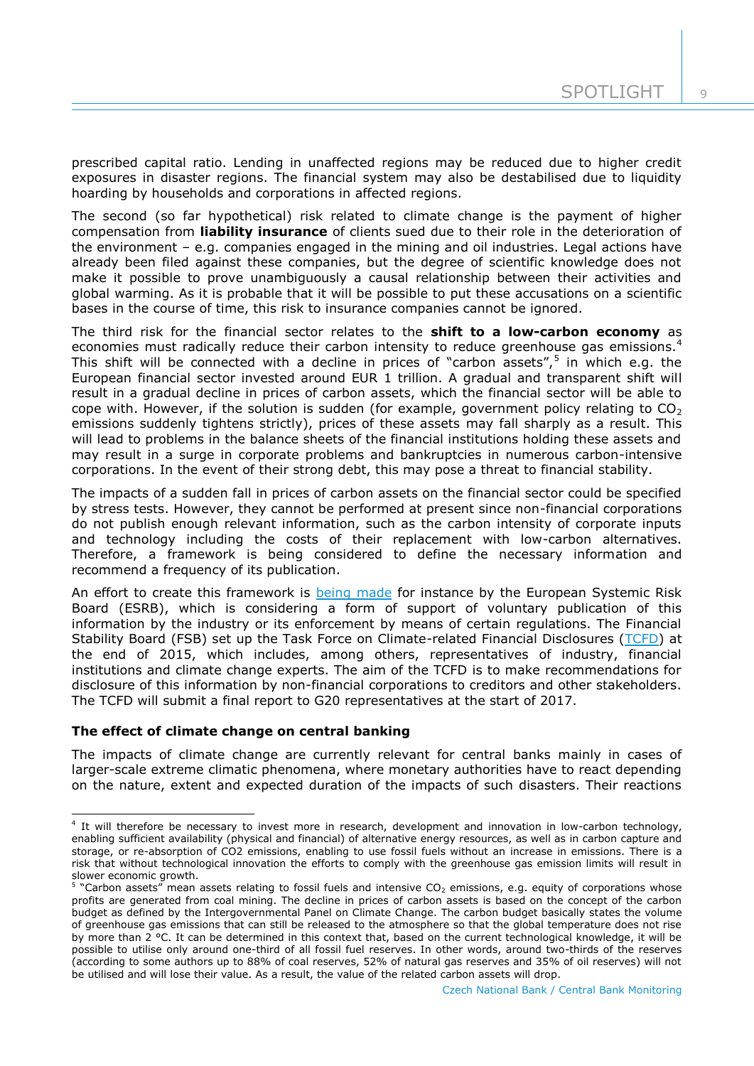prescribed capital ratio. Lending in unaffected regions may be reduced due to higher credit exposures in disaster regions. The financial system may also be destabilised due to liquidity hoarding by households and corporations in affected regions.

The second (so far hypothetical) risk related to climate change is the payment of higher compensation from **liability insurance** of clients sued due to their role in the deterioration of the environment – e.g. companies engaged in the mining and oil industries. Legal actions have already been filed against these companies, but the degree of scientific knowledge does not make it possible to prove unambiguously a causal relationship between their activities and global warming. As it is probable that it will be possible to put these accusations on a scientific bases in the course of time, this risk to insurance companies cannot be ignored.

The third risk for the financial sector relates to the **shift to a low-carbon economy** as economies must radically reduce their carbon intensity to reduce greenhouse gas emissions.[4] This shift will be connected with a decline in prices of "carbon assets",[5] in which e.g. the European financial sector invested around EUR 1 trillion. A gradual and transparent shift will result in a gradual decline in prices of carbon assets, which the financial sector will be able to cope with. However, if the solution is sudden (for example, government policy relating to $CO_2$ emissions suddenly tightens strictly), prices of these assets may fall sharply as a result. This will lead to problems in the balance sheets of the financial institutions holding these assets and may result in a surge in corporate problems and bankruptcies in numerous carbon-intensive corporations. In the event of their strong debt, this may pose a threat to financial stability.

The impacts of a sudden fall in prices of carbon assets on the financial sector could be specified by stress tests. However, they cannot be performed at present since non-financial corporations do not publish enough relevant information, such as the carbon intensity of corporate inputs and technology including the costs of their replacement with low-carbon alternatives. Therefore, a framework is being considered to define the necessary information and recommend a frequency of its publication.

An effort to create this framework is being made for instance by the European Systemic Risk Board (ESRB), which is considering a form of support of voluntary publication of this information by the industry or its enforcement by means of certain regulations. The Financial Stability Board (FSB) set up the Task Force on Climate-related Financial Disclosures (TCFD) at the end of 2015, which includes, among others, representatives of industry, financial institutions and climate change experts. The aim of the TCFD is to make recommendations for disclosure of this information by non-financial corporations to creditors and other stakeholders. The TCFD will submit a final report to G20 representatives at the start of 2017.

**The effect of climate change on central banking**

The impacts of climate change are currently relevant for central banks mainly in cases of larger-scale extreme climatic phenomena, where monetary authorities have to react depending on the nature, extent and expected duration of the impacts of such disasters. Their reactions

---

[4] It will therefore be necessary to invest more in research, development and innovation in low-carbon technology, enabling sufficient availability (physical and financial) of alternative energy resources, as well as in carbon capture and storage, or re-absorption of CO2 emissions, enabling to use fossil fuels without an increase in emissions. There is a risk that without technological innovation the efforts to comply with the greenhouse gas emission limits will result in slower economic growth.

[5] "Carbon assets" mean assets relating to fossil fuels and intensive $CO_2$ emissions, e.g. equity of corporations whose profits are generated from coal mining. The decline in prices of carbon assets is based on the concept of the carbon budget as defined by the Intergovernmental Panel on Climate Change. The carbon budget basically states the volume of greenhouse gas emissions that can still be released to the atmosphere so that the global temperature does not rise by more than 2 °C. It can be determined in this context that, based on the current technological knowledge, it will be possible to utilise only around one-third of all fossil fuel reserves. In other words, around two-thirds of the reserves (according to some authors up to 88% of coal reserves, 52% of natural gas reserves and 35% of oil reserves) will not be utilised and will lose their value. As a result, the value of the related carbon assets will drop.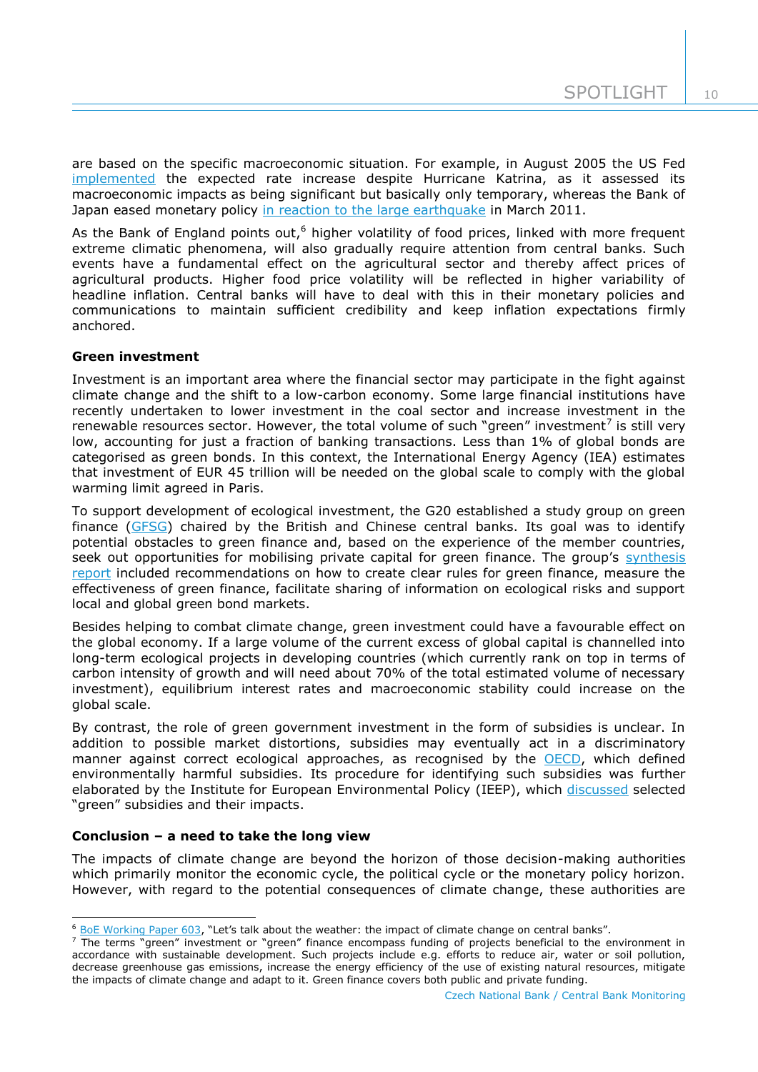are based on the specific macroeconomic situation. For example, in August 2005 the US Fed implemented the expected rate increase despite Hurricane Katrina, as it assessed its macroeconomic impacts as being significant but basically only temporary, whereas the Bank of Japan eased monetary policy in reaction to the large earthquake in March 2011.

As the Bank of England points out,[6] higher volatility of food prices, linked with more frequent extreme climatic phenomena, will also gradually require attention from central banks. Such events have a fundamental effect on the agricultural sector and thereby affect prices of agricultural products. Higher food price volatility will be reflected in higher variability of headline inflation. Central banks will have to deal with this in their monetary policies and communications to maintain sufficient credibility and keep inflation expectations firmly anchored.

**Green investment**

Investment is an important area where the financial sector may participate in the fight against climate change and the shift to a low-carbon economy. Some large financial institutions have recently undertaken to lower investment in the coal sector and increase investment in the renewable resources sector. However, the total volume of such "green" investment[7] is still very low, accounting for just a fraction of banking transactions. Less than 1% of global bonds are categorised as green bonds. In this context, the International Energy Agency (IEA) estimates that investment of EUR 45 trillion will be needed on the global scale to comply with the global warming limit agreed in Paris.

To support development of ecological investment, the G20 established a study group on green finance (GFSG) chaired by the British and Chinese central banks. Its goal was to identify potential obstacles to green finance and, based on the experience of the member countries, seek out opportunities for mobilising private capital for green finance. The group's synthesis report included recommendations on how to create clear rules for green finance, measure the effectiveness of green finance, facilitate sharing of information on ecological risks and support local and global green bond markets.

Besides helping to combat climate change, green investment could have a favourable effect on the global economy. If a large volume of the current excess of global capital is channelled into long-term ecological projects in developing countries (which currently rank on top in terms of carbon intensity of growth and will need about 70% of the total estimated volume of necessary investment), equilibrium interest rates and macroeconomic stability could increase on the global scale.

By contrast, the role of green government investment in the form of subsidies is unclear. In addition to possible market distortions, subsidies may eventually act in a discriminatory manner against correct ecological approaches, as recognised by the OECD, which defined environmentally harmful subsidies. Its procedure for identifying such subsidies was further elaborated by the Institute for European Environmental Policy (IEEP), which discussed selected "green" subsidies and their impacts.

**Conclusion – a need to take the long view**

The impacts of climate change are beyond the horizon of those decision-making authorities which primarily monitor the economic cycle, the political cycle or the monetary policy horizon. However, with regard to the potential consequences of climate change, these authorities are

---

[6] BoE Working Paper 603, "Let's talk about the weather: the impact of climate change on central banks".

[7] The terms "green" investment or "green" finance encompass funding of projects beneficial to the environment in accordance with sustainable development. Such projects include e.g. efforts to reduce air, water or soil pollution, decrease greenhouse gas emissions, increase the energy efficiency of the use of existing natural resources, mitigate the impacts of climate change and adapt to it. Green finance covers both public and private funding.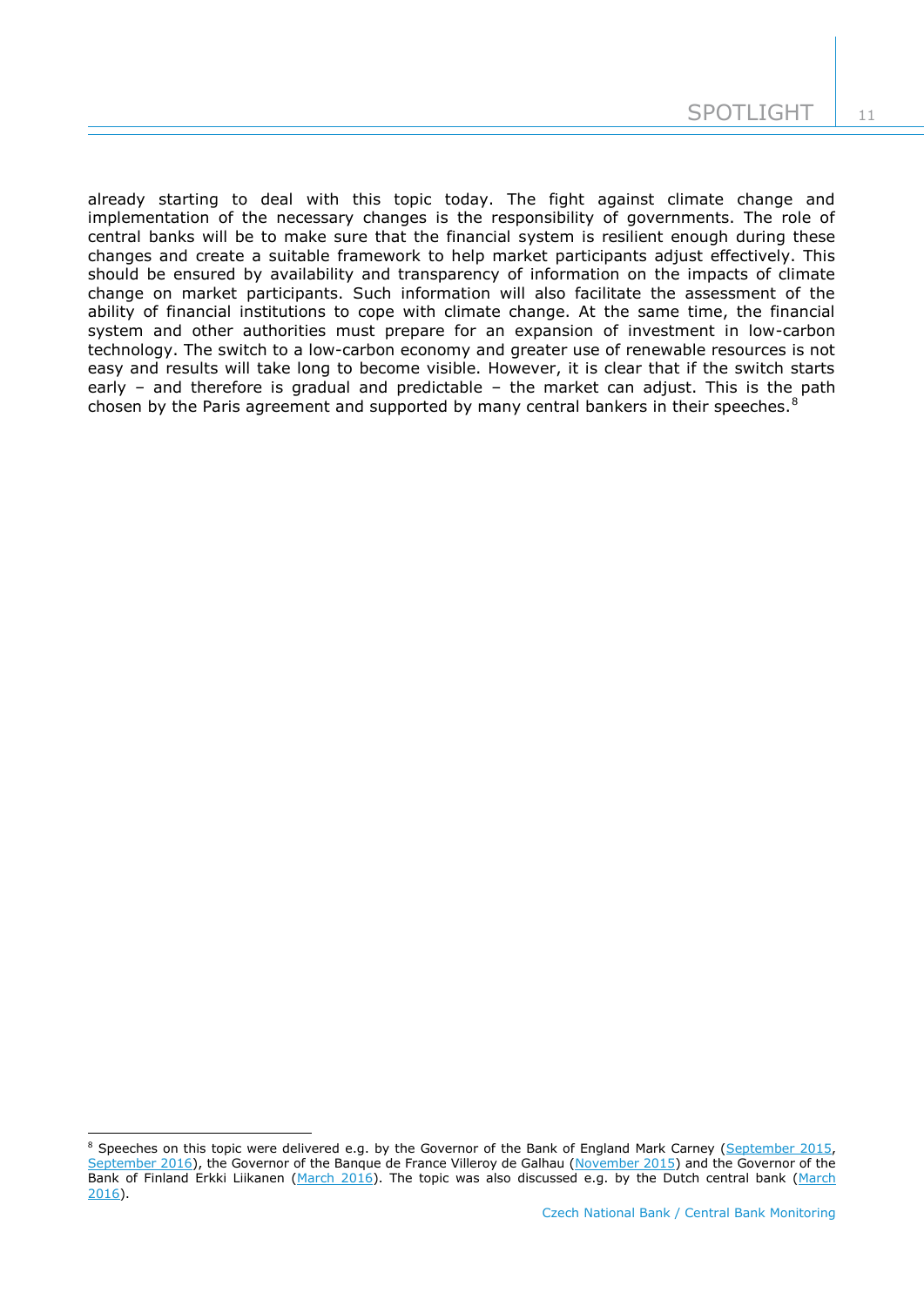already starting to deal with this topic today. The fight against climate change and implementation of the necessary changes is the responsibility of governments. The role of central banks will be to make sure that the financial system is resilient enough during these changes and create a suitable framework to help market participants adjust effectively. This should be ensured by availability and transparency of information on the impacts of climate change on market participants. Such information will also facilitate the assessment of the ability of financial institutions to cope with climate change. At the same time, the financial system and other authorities must prepare for an expansion of investment in low-carbon technology. The switch to a low-carbon economy and greater use of renewable resources is not easy and results will take long to become visible. However, it is clear that if the switch starts early – and therefore is gradual and predictable – the market can adjust. This is the path chosen by the Paris agreement and supported by many central bankers in their speeches.[8]

---

[8] Speeches on this topic were delivered e.g. by the Governor of the Bank of England Mark Carney (September 2015, September 2016), the Governor of the Banque de France Villeroy de Galhau (November 2015) and the Governor of the Bank of Finland Erkki Liikanen (March 2016). The topic was also discussed e.g. by the Dutch central bank (March 2016).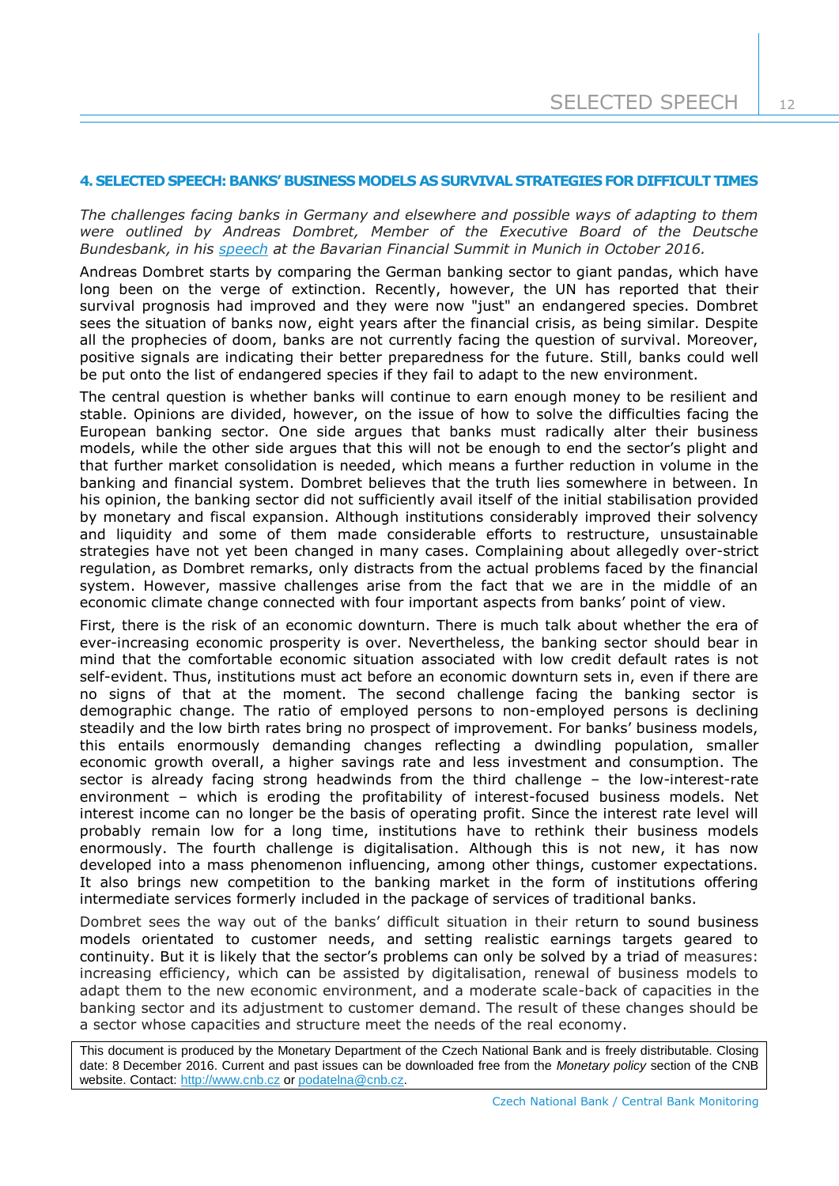## 4. SELECTED SPEECH: BANKS' BUSINESS MODELS AS SURVIVAL STRATEGIES FOR DIFFICULT TIMES

*The challenges facing banks in Germany and elsewhere and possible ways of adapting to them were outlined by Andreas Dombret, Member of the Executive Board of the Deutsche Bundesbank, in his [speech](speech) at the Bavarian Financial Summit in Munich in October 2016.*

Andreas Dombret starts by comparing the German banking sector to giant pandas, which have long been on the verge of extinction. Recently, however, the UN has reported that their survival prognosis had improved and they were now "just" an endangered species. Dombret sees the situation of banks now, eight years after the financial crisis, as being similar. Despite all the prophecies of doom, banks are not currently facing the question of survival. Moreover, positive signals are indicating their better preparedness for the future. Still, banks could well be put onto the list of endangered species if they fail to adapt to the new environment.

The central question is whether banks will continue to earn enough money to be resilient and stable. Opinions are divided, however, on the issue of how to solve the difficulties facing the European banking sector. One side argues that banks must radically alter their business models, while the other side argues that this will not be enough to end the sector's plight and that further market consolidation is needed, which means a further reduction in volume in the banking and financial system. Dombret believes that the truth lies somewhere in between. In his opinion, the banking sector did not sufficiently avail itself of the initial stabilisation provided by monetary and fiscal expansion. Although institutions considerably improved their solvency and liquidity and some of them made considerable efforts to restructure, unsustainable strategies have not yet been changed in many cases. Complaining about allegedly over-strict regulation, as Dombret remarks, only distracts from the actual problems faced by the financial system. However, massive challenges arise from the fact that we are in the middle of an economic climate change connected with four important aspects from banks' point of view.

First, there is the risk of an economic downturn. There is much talk about whether the era of ever-increasing economic prosperity is over. Nevertheless, the banking sector should bear in mind that the comfortable economic situation associated with low credit default rates is not self-evident. Thus, institutions must act before an economic downturn sets in, even if there are no signs of that at the moment. The second challenge facing the banking sector is demographic change. The ratio of employed persons to non-employed persons is declining steadily and the low birth rates bring no prospect of improvement. For banks' business models, this entails enormously demanding changes reflecting a dwindling population, smaller economic growth overall, a higher savings rate and less investment and consumption. The sector is already facing strong headwinds from the third challenge – the low-interest-rate environment – which is eroding the profitability of interest-focused business models. Net interest income can no longer be the basis of operating profit. Since the interest rate level will probably remain low for a long time, institutions have to rethink their business models enormously. The fourth challenge is digitalisation. Although this is not new, it has now developed into a mass phenomenon influencing, among other things, customer expectations. It also brings new competition to the banking market in the form of institutions offering intermediate services formerly included in the package of services of traditional banks.

Dombret sees the way out of the banks' difficult situation in their return to sound business models orientated to customer needs, and setting realistic earnings targets geared to continuity. But it is likely that the sector's problems can only be solved by a triad of measures: increasing efficiency, which can be assisted by digitalisation, renewal of business models to adapt them to the new economic environment, and a moderate scale-back of capacities in the banking sector and its adjustment to customer demand. The result of these changes should be a sector whose capacities and structure meet the needs of the real economy.

This document is produced by the Monetary Department of the Czech National Bank and is freely distributable. Closing date: 8 December 2016. Current and past issues can be downloaded free from the *Monetary policy* section of the CNB website. Contact: [http://www.cnb.cz](http://www.cnb.cz) or [podatelna@cnb.cz](mailto:podatelna@cnb.cz).